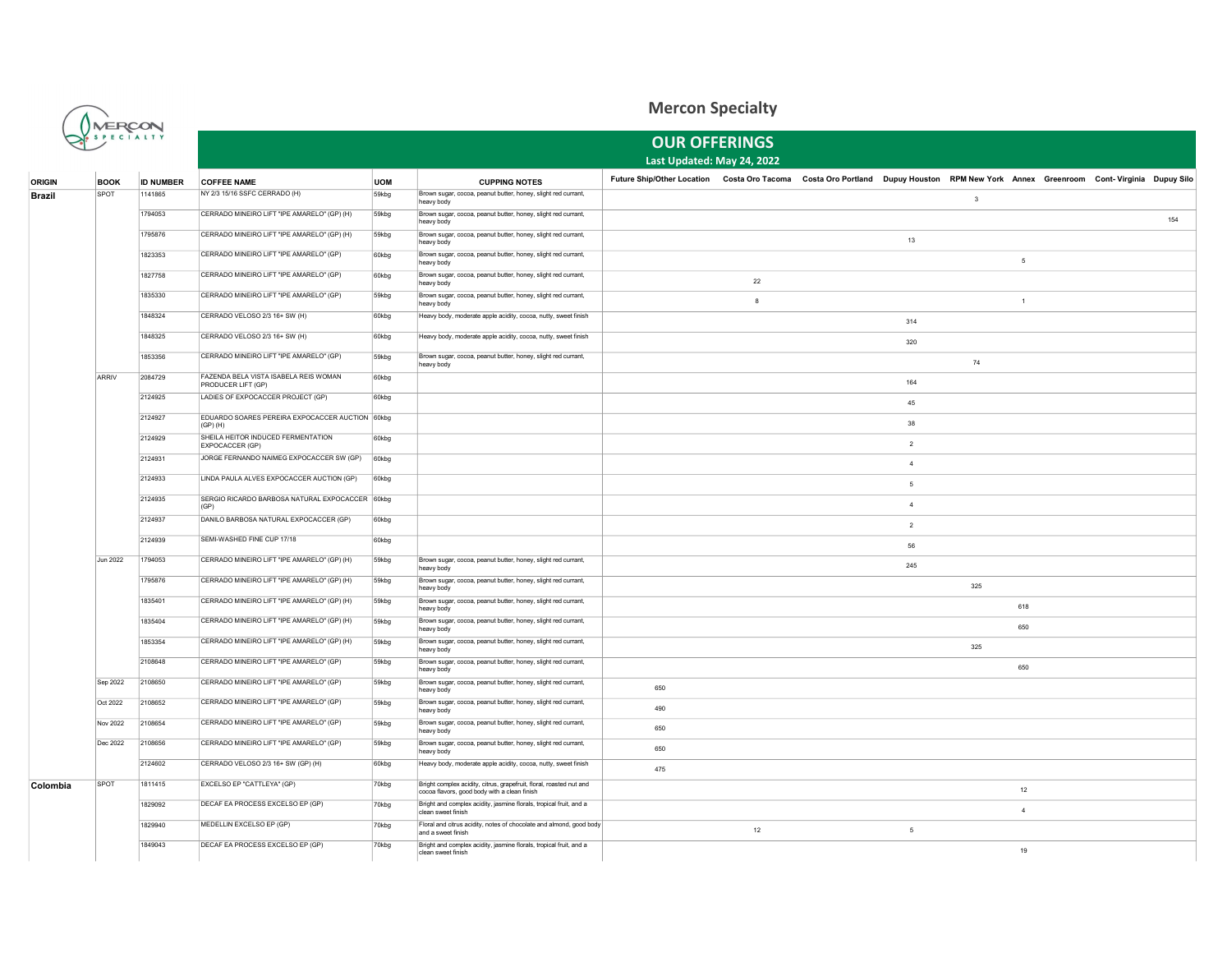# Mercon Specialty

## OUR OFFERINGS

**Last Updated: May 24, 2022**

| ORIGIN | BOOK | ID NUMBER | COFFEE NAME | UOM | CUPPING NOTES | Future Ship/Other Location | Costa Oro Tacoma | Costa Oro Portland | Dupuy Houston | RPM New York | Annex | Greenroom | Cont- Virginia | Dupuy Silo |
|---|---|---|---|---|---|---|---|---|---|---|---|---|---|---|
| Brazil | SPOT | 1141865 | NY 2/3 15/16 SSFC CERRADO (H) | 59kbg | Brown sugar, cocoa, peanut butter, honey, slight red currant, heavy body | | | | | 3 | | | | |
| | | 1794053 | CERRADO MINEIRO LIFT "IPE AMARELO" (GP) (H) | 59kbg | Brown sugar, cocoa, peanut butter, honey, slight red currant, heavy body | | | | | | | | | 154 |
| | | 1795876 | CERRADO MINEIRO LIFT "IPE AMARELO" (GP) (H) | 59kbg | Brown sugar, cocoa, peanut butter, honey, slight red currant, heavy body | | | | 13 | | | | | |
| | | 1823353 | CERRADO MINEIRO LIFT "IPE AMARELO" (GP) | 60kbg | Brown sugar, cocoa, peanut butter, honey, slight red currant, heavy body | | | | | | 5 | | | |
| | | 1827758 | CERRADO MINEIRO LIFT "IPE AMARELO" (GP) | 60kbg | Brown sugar, cocoa, peanut butter, honey, slight red currant, heavy body | | 22 | | | | | | | |
| | | 1835330 | CERRADO MINEIRO LIFT "IPE AMARELO" (GP) | 59kbg | Brown sugar, cocoa, peanut butter, honey, slight red currant, heavy body | | 8 | | | | 1 | | | |
| | | 1848324 | CERRADO VELOSO 2/3 16+ SW (H) | 60kbg | Heavy body, moderate apple acidity, cocoa, nutty, sweet finish | | | | 314 | | | | | |
| | | 1848325 | CERRADO VELOSO 2/3 16+ SW (H) | 60kbg | Heavy body, moderate apple acidity, cocoa, nutty, sweet finish | | | | 320 | | | | | |
| | | 1853356 | CERRADO MINEIRO LIFT "IPE AMARELO" (GP) | 59kbg | Brown sugar, cocoa, peanut butter, honey, slight red currant, heavy body | | | | | 74 | | | | |
| | ARRIV | 2084729 | FAZENDA BELA VISTA ISABELA REIS WOMAN PRODUCER LIFT (GP) | 60kbg | | | | | 164 | | | | | |
| | | 2124925 | LADIES OF EXPOCACCER PROJECT (GP) | 60kbg | | | | | 45 | | | | | |
| | | 2124927 | EDUARDO SOARES PEREIRA EXPOCACCER AUCTION (GP) (H) | 60kbg | | | | | 38 | | | | | |
| | | 2124929 | SHEILA HEITOR INDUCED FERMENTATION EXPOCACCER (GP) | 60kbg | | | | | 2 | | | | | |
| | | 2124931 | JORGE FERNANDO NAIMEG EXPOCACCER SW (GP) | 60kbg | | | | | 4 | | | | | |
| | | 2124933 | LINDA PAULA ALVES EXPOCACCER AUCTION (GP) | 60kbg | | | | | 5 | | | | | |
| | | 2124935 | SERGIO RICARDO BARBOSA NATURAL EXPOCACCER (GP) | 60kbg | | | | | 4 | | | | | |
| | | 2124937 | DANILO BARBOSA NATURAL EXPOCACCER (GP) | 60kbg | | | | | 2 | | | | | |
| | | 2124939 | SEMI-WASHED FINE CUP 17/18 | 60kbg | | | | | 56 | | | | | |
| | Jun 2022 | 1794053 | CERRADO MINEIRO LIFT "IPE AMARELO" (GP) (H) | 59kbg | Brown sugar, cocoa, peanut butter, honey, slight red currant, heavy body | | | | 245 | | | | | |
| | | 1795876 | CERRADO MINEIRO LIFT "IPE AMARELO" (GP) (H) | 59kbg | Brown sugar, cocoa, peanut butter, honey, slight red currant, heavy body | | | | | 325 | | | | |
| | | 1835401 | CERRADO MINEIRO LIFT "IPE AMARELO" (GP) (H) | 59kbg | Brown sugar, cocoa, peanut butter, honey, slight red currant, heavy body | | | | | | 618 | | | |
| | | 1835404 | CERRADO MINEIRO LIFT "IPE AMARELO" (GP) (H) | 59kbg | Brown sugar, cocoa, peanut butter, honey, slight red currant, heavy body | | | | | | 650 | | | |
| | | 1853354 | CERRADO MINEIRO LIFT "IPE AMARELO" (GP) (H) | 59kbg | Brown sugar, cocoa, peanut butter, honey, slight red currant, heavy body | | | | | 325 | | | | |
| | | 2108648 | CERRADO MINEIRO LIFT "IPE AMARELO" (GP) | 59kbg | Brown sugar, cocoa, peanut butter, honey, slight red currant, heavy body | | | | | | 650 | | | |
| | Sep 2022 | 2108650 | CERRADO MINEIRO LIFT "IPE AMARELO" (GP) | 59kbg | Brown sugar, cocoa, peanut butter, honey, slight red currant, heavy body | 650 | | | | | | | | |
| | Oct 2022 | 2108652 | CERRADO MINEIRO LIFT "IPE AMARELO" (GP) | 59kbg | Brown sugar, cocoa, peanut butter, honey, slight red currant, heavy body | 490 | | | | | | | | |
| | Nov 2022 | 2108654 | CERRADO MINEIRO LIFT "IPE AMARELO" (GP) | 59kbg | Brown sugar, cocoa, peanut butter, honey, slight red currant, heavy body | 650 | | | | | | | | |
| | Dec 2022 | 2108656 | CERRADO MINEIRO LIFT "IPE AMARELO" (GP) | 59kbg | Brown sugar, cocoa, peanut butter, honey, slight red currant, heavy body | 650 | | | | | | | | |
| | | 2124602 | CERRADO VELOSO 2/3 16+ SW (GP) (H) | 60kbg | Heavy body, moderate apple acidity, cocoa, nutty, sweet finish | 475 | | | | | | | | |
| Colombia | SPOT | 1811415 | EXCELSO EP "CATTLEYA" (GP) | 70kbg | Bright complex acidity, citrus, grapefruit, floral, roasted nut and cocoa flavors, good body with a clean finish | | | | | | 12 | | | |
| | | 1829092 | DECAF EA PROCESS EXCELSO EP (GP) | 70kbg | Bright and complex acidity, jasmine florals, tropical fruit, and a clean sweet finish | | | | | | 4 | | | |
| | | 1829940 | MEDELLIN EXCELSO EP (GP) | 70kbg | Floral and citrus acidity, notes of chocolate and almond, good body and a sweet finish | | 12 | | 5 | | | | | |
| | | 1849043 | DECAF EA PROCESS EXCELSO EP (GP) | 70kbg | Bright and complex acidity, jasmine florals, tropical fruit, and a clean sweet finish | | | | | | 19 | | | |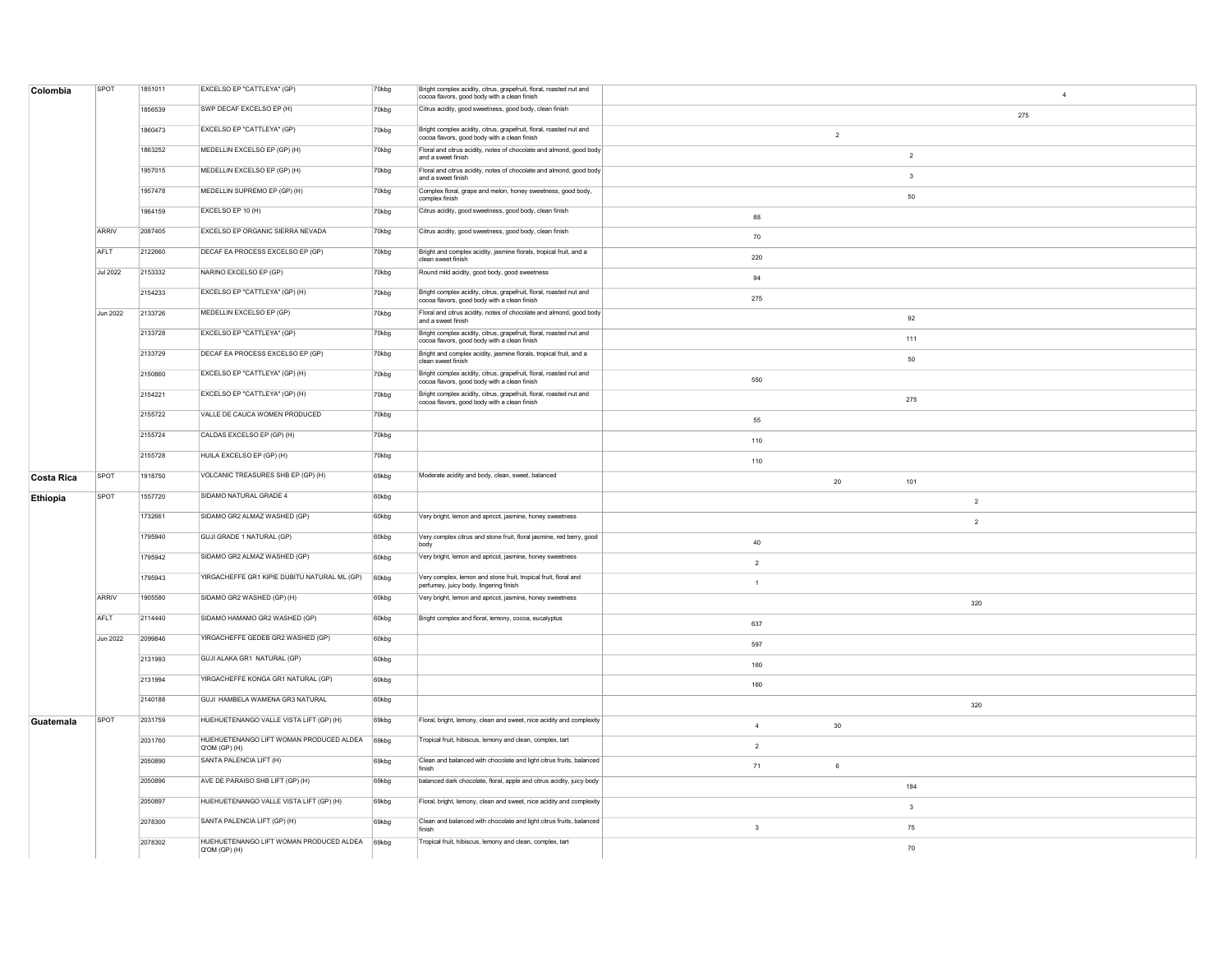| | | | | | | | | | | | |
|---|---|---|---|---|---|---|---|---|---|---|---|
| **Colombia** | SPOT | 1851011 | EXCELSO EP "CATTLEYA" (GP) | 70kbg | Bright complex acidity, citrus, grapefruit, floral, roasted nut and cocoa flavors, good body with a clean finish | | | | | | 4 |
| | | 1856539 | SWP DECAF EXCELSO EP (H) | 70kbg | Citrus acidity, good sweetness, good body, clean finish | | | | | 275 | |
| | | 1860473 | EXCELSO EP "CATTLEYA" (GP) | 70kbg | Bright complex acidity, citrus, grapefruit, floral, roasted nut and cocoa flavors, good body with a clean finish | | 2 | | | | |
| | | 1863252 | MEDELLIN EXCELSO EP (GP) (H) | 70kbg | Floral and citrus acidity, notes of chocolate and almond, good body and a sweet finish | | | 2 | | | |
| | | 1957015 | MEDELLIN EXCELSO EP (GP) (H) | 70kbg | Floral and citrus acidity, notes of chocolate and almond, good body and a sweet finish | | | 3 | | | |
| | | 1957478 | MEDELLIN SUPREMO EP (GP) (H) | 70kbg | Complex floral, grape and melon, honey sweetness, good body, complex finish | | | 50 | | | |
| | | 1964159 | EXCELSO EP 10 (H) | 70kbg | Citrus acidity, good sweetness, good body, clean finish | 88 | | | | | |
| | ARRIV | 2087405 | EXCELSO EP ORGANIC SIERRA NEVADA | 70kbg | Citrus acidity, good sweetness, good body, clean finish | 70 | | | | | |
| | AFLT | 2122660 | DECAF EA PROCESS EXCELSO EP (GP) | 70kbg | Bright and complex acidity, jasmine florals, tropical fruit, and a clean sweet finish | 220 | | | | | |
| | Jul 2022 | 2153332 | NARINO EXCELSO EP (GP) | 70kbg | Round mild acidity, good body, good sweetness | 94 | | | | | |
| | | 2154233 | EXCELSO EP "CATTLEYA" (GP) (H) | 70kbg | Bright complex acidity, citrus, grapefruit, floral, roasted nut and cocoa flavors, good body with a clean finish | 275 | | | | | |
| | Jun 2022 | 2133726 | MEDELLIN EXCELSO EP (GP) | 70kbg | Floral and citrus acidity, notes of chocolate and almond, good body and a sweet finish | | | 92 | | | |
| | | 2133728 | EXCELSO EP "CATTLEYA" (GP) | 70kbg | Bright complex acidity, citrus, grapefruit, floral, roasted nut and cocoa flavors, good body with a clean finish | | | 111 | | | |
| | | 2133729 | DECAF EA PROCESS EXCELSO EP (GP) | 70kbg | Bright and complex acidity, jasmine florals, tropical fruit, and a clean sweet finish | | | 50 | | | |
| | | 2150860 | EXCELSO EP "CATTLEYA" (GP) (H) | 70kbg | Bright complex acidity, citrus, grapefruit, floral, roasted nut and cocoa flavors, good body with a clean finish | 550 | | | | | |
| | | 2154221 | EXCELSO EP "CATTLEYA" (GP) (H) | 70kbg | Bright complex acidity, citrus, grapefruit, floral, roasted nut and cocoa flavors, good body with a clean finish | | | 275 | | | |
| | | 2155722 | VALLE DE CAUCA WOMEN PRODUCED | 70kbg | | 55 | | | | | |
| | | 2155724 | CALDAS EXCELSO EP (GP) (H) | 70kbg | | 110 | | | | | |
| | | 2155728 | HUILA EXCELSO EP (GP) (H) | 70kbg | | 110 | | | | | |
| **Costa Rica** | SPOT | 1918750 | VOLCANIC TREASURES SHB EP (GP) (H) | 69kbg | Moderate acidity and body, clean, sweet, balanced | | 20 | 101 | | | |
| **Ethiopia** | SPOT | 1557720 | SIDAMO NATURAL GRADE 4 | 60kbg | | | | | 2 | | |
| | | 1732661 | SIDAMO GR2 ALMAZ WASHED (GP) | 60kbg | Very bright, lemon and apricot, jasmine, honey sweetness | | | | 2 | | |
| | | 1795940 | GUJI GRADE 1 NATURAL (GP) | 60kbg | Very complex citrus and stone fruit, floral jasmine, red berry, good body | 40 | | | | | |
| | | 1795942 | SIDAMO GR2 ALMAZ WASHED (GP) | 60kbg | Very bright, lemon and apricot, jasmine, honey sweetness | 2 | | | | | |
| | | 1795943 | YIRGACHEFFE GR1 KIPIE DUBITU NATURAL ML (GP) | 60kbg | Very complex, lemon and stone fruit, tropical fruit, floral and perfumey, juicy body, lingering finish | 1 | | | | | |
| | ARRIV | 1905580 | SIDAMO GR2 WASHED (GP) (H) | 60kbg | Very bright, lemon and apricot, jasmine, honey sweetness | | | | 320 | | |
| | AFLT | 2114440 | SIDAMO HAMAMO GR2 WASHED (GP) | 60kbg | Bright complex and floral, lemony, cocoa, eucalyptus | 637 | | | | | |
| | Jun 2022 | 2099846 | YIRGACHEFFE GEDEB GR2 WASHED (GP) | 60kbg | | 597 | | | | | |
| | | 2131993 | GUJI ALAKA GR1 NATURAL (GP) | 60kbg | | 160 | | | | | |
| | | 2131994 | YIRGACHEFFE KONGA GR1 NATURAL (GP) | 60kbg | | 160 | | | | | |
| | | 2140188 | GUJI HAMBELA WAMENA GR3 NATURAL | 60kbg | | | | | 320 | | |
| **Guatemala** | SPOT | 2031759 | HUEHUETENANGO VALLE VISTA LIFT (GP) (H) | 69kbg | Floral, bright, lemony, clean and sweet, nice acidity and complexity | 4 | 30 | | | | |
| | | 2031760 | HUEHUETENANGO LIFT WOMAN PRODUCED ALDEA Q'OM (GP) (H) | 69kbg | Tropical fruit, hibiscus, lemony and clean, complex, tart | 2 | | | | | |
| | | 2050890 | SANTA PALENCIA LIFT (H) | 69kbg | Clean and balanced with chocolate and light citrus fruits, balanced finish | 71 | 6 | | | | |
| | | 2050896 | AVE DE PARAISO SHB LIFT (GP) (H) | 69kbg | balanced dark chocolate, floral, apple and citrus acidity, juicy body | | | 184 | | | |
| | | 2050897 | HUEHUETENANGO VALLE VISTA LIFT (GP) (H) | 69kbg | Floral, bright, lemony, clean and sweet, nice acidity and complexity | | | 3 | | | |
| | | 2078300 | SANTA PALENCIA LIFT (GP) (H) | 69kbg | Clean and balanced with chocolate and light citrus fruits, balanced finish | 3 | | 75 | | | |
| | | 2078302 | HUEHUETENANGO LIFT WOMAN PRODUCED ALDEA Q'OM (GP) (H) | 69kbg | Tropical fruit, hibiscus, lemony and clean, complex, tart | | | 70 | | | |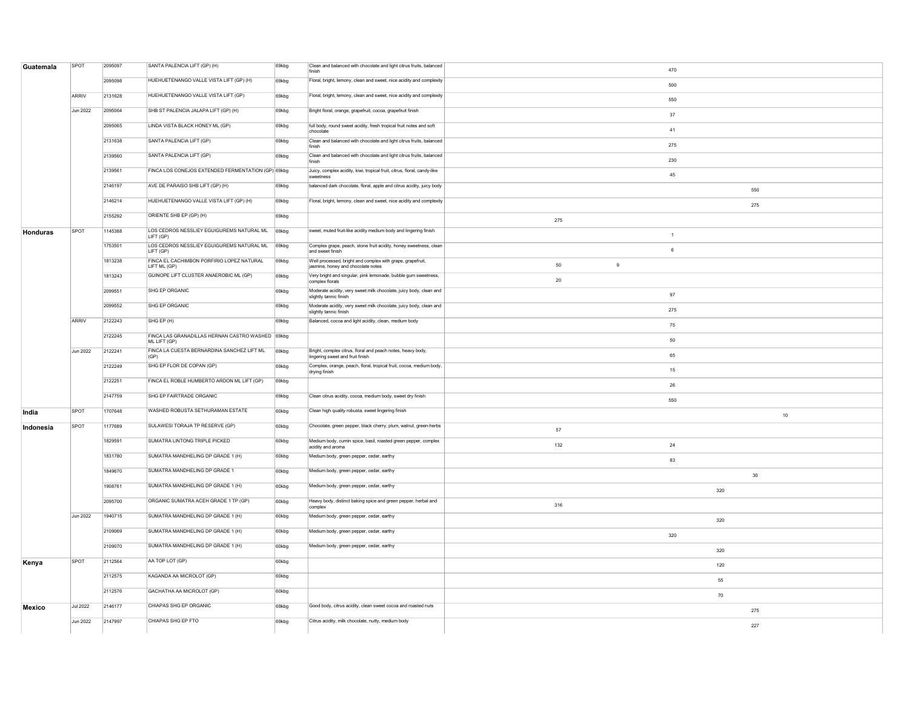| | | | | | | | | | | | |
|---|---|---|---|---|---|---|---|---|---|---|---|
| **Guatemala** | SPOT | 2095097 | SANTA PALENCIA LIFT (GP) (H) | 69kbg | Clean and balanced with chocolate and light citrus fruits, balanced finish | | | 470 | | | |
| | | 2095098 | HUEHUETENANGO VALLE VISTA LIFT (GP) (H) | 69kbg | Floral, bright, lemony, clean and sweet, nice acidity and complexity | | | 500 | | | |
| | ARRIV | 2131628 | HUEHUETENANGO VALLE VISTA LIFT (GP) | 69kbg | Floral, bright, lemony, clean and sweet, nice acidity and complexity | | | 550 | | | |
| | Jun 2022 | 2095064 | SHB ST PALENCIA JALAPA LIFT (GP) (H) | 69kbg | Bright floral, orange, grapefruit, cocoa, grapefruit finish | | | 37 | | | |
| | | 2095065 | LINDA VISTA BLACK HONEY ML (GP) | 69kbg | full body, round sweet acidity, fresh tropical fruit notes and soft chocolate | | | 41 | | | |
| | | 2131638 | SANTA PALENCIA LIFT (GP) | 69kbg | Clean and balanced with chocolate and light citrus fruits, balanced finish | | | 275 | | | |
| | | 2139560 | SANTA PALENCIA LIFT (GP) | 69kbg | Clean and balanced with chocolate and light citrus fruits, balanced finish | | | 230 | | | |
| | | 2139561 | FINCA LOS CONEJOS EXTENDED FERMENTATION (GP) | 69kbg | Juicy, complex acidity, kiwi, tropical fruit, citrus, floral, candy-like sweetness | | | 45 | | | |
| | | 2146197 | AVE DE PARAISO SHB LIFT (GP) (H) | 69kbg | balanced dark chocolate, floral, apple and citrus acidity, juicy body | | | | | 550 | |
| | | 2146214 | HUEHUETENANGO VALLE VISTA LIFT (GP) (H) | 69kbg | Floral, bright, lemony, clean and sweet, nice acidity and complexity | | | | | 275 | |
| | | 2155292 | ORIENTE SHB EP (GP) (H) | 69kbg | | 275 | | | | | |
| **Honduras** | SPOT | 1145388 | LOS CEDROS NESSLIEY EGUIGUREMS NATURAL ML LIFT (GP) | 69kbg | sweet, muted fruit-like acidity medium body and lingering finish | | | 1 | | | |
| | | 1753501 | LOS CEDROS NESSLIEY EGUIGUREMS NATURAL ML LIFT (GP) | 69kbg | Complex grape, peach, stone fruit acidity, honey sweetness, clean and sweet finish | | | 6 | | | |
| | | 1813238 | FINCA EL CACHIMBON PORFIRIO LOPEZ NATURAL LIFT ML (GP) | 69kbg | Well processed, bright and complex with grape, grapefruit, jasmine, honey and chocolate notes | 50 | 9 | | | | |
| | | 1813243 | GUINOPE LIFT CLUSTER ANAEROBIC ML (GP) | 69kbg | Very bright and singular, pink lemonade, bubble gum sweetness, complex florals | 20 | | | | | |
| | | 2099551 | SHG EP ORGANIC | 69kbg | Moderate acidity, very sweet milk chocolate, juicy body, clean and slightly tannic finish | | | 97 | | | |
| | | 2099552 | SHG EP ORGANIC | 69kbg | Moderate acidity, very sweet milk chocolate, juicy body, clean and slightly tannic finish | | | 275 | | | |
| | ARRIV | 2122243 | SHG EP (H) | 69kbg | Balanced, cocoa and light acidity, clean, medium body | | | 75 | | | |
| | | 2122245 | FINCA LAS GRANADILLAS HERNAN CASTRO WASHED ML LIFT (GP) | 69kbg | | | | 50 | | | |
| | Jun 2022 | 2122241 | FINCA LA CUESTA BERNARDINA SANCHEZ LIFT ML (GP) | 69kbg | Bright, complex citrus, floral and peach notes, heavy body, lingering sweet and fruit finish | | | 65 | | | |
| | | 2122249 | SHG EP FLOR DE COPAN (GP) | 69kbg | Complex, orange, peach, floral, tropical fruit, cocoa, medium body, drying finish | | | 15 | | | |
| | | 2122251 | FINCA EL ROBLE HUMBERTO ARDON ML LIFT (GP) | 69kbg | | | | 26 | | | |
| | | 2147759 | SHG EP FAIRTRADE ORGANIC | 69kbg | Clean citrus acidity, cocoa, medium body, sweet dry finish | | | 550 | | | |
| **India** | SPOT | 1707648 | WASHED ROBUSTA SETHURAMAN ESTATE | 60kbg | Clean high quality robusta, sweet lingering finish | | | | | | 10 |
| **Indonesia** | SPOT | 1177689 | SULAWESI TORAJA TP RESERVE (GP) | 60kbg | Chocolate, green pepper, black cherry, plum, walnut, green-herbs | 57 | | | | | |
| | | 1829591 | SUMATRA LINTONG TRIPLE PICKED | 60kbg | Medium body, cumin spice, basil, roasted green pepper, complex acidity and aroma | 132 | | 24 | | | |
| | | 1831780 | SUMATRA MANDHELING DP GRADE 1 (H) | 60kbg | Medium body, green pepper, cedar, earthy | | | 83 | | | |
| | | 1849670 | SUMATRA MANDHELING DP GRADE 1 | 60kbg | Medium body, green pepper, cedar, earthy | | | | | 30 | |
| | | 1908761 | SUMATRA MANDHELING DP GRADE 1 (H) | 60kbg | Medium body, green pepper, cedar, earthy | | | | 320 | | |
| | | 2095700 | ORGANIC SUMATRA ACEH GRADE 1 TP (GP) | 60kbg | Heavy body, distinct baking spice and green pepper, herbal and complex | 316 | | | | | |
| | Jun 2022 | 1940715 | SUMATRA MANDHELING DP GRADE 1 (H) | 60kbg | Medium body, green pepper, cedar, earthy | | | | 320 | | |
| | | 2109069 | SUMATRA MANDHELING DP GRADE 1 (H) | 60kbg | Medium body, green pepper, cedar, earthy | | | 320 | | | |
| | | 2109070 | SUMATRA MANDHELING DP GRADE 1 (H) | 60kbg | Medium body, green pepper, cedar, earthy | | | | 320 | | |
| **Kenya** | SPOT | 2112564 | AA TOP LOT (GP) | 60kbg | | | | | 120 | | |
| | | 2112575 | KAGANDA AA MICROLOT (GP) | 60kbg | | | | | 55 | | |
| | | 2112576 | GACHATHA AA MICROLOT (GP) | 60kbg | | | | | 70 | | |
| **Mexico** | Jul 2022 | 2146177 | CHIAPAS SHG EP ORGANIC | 69kbg | Good body, citrus acidity, clean sweet cocoa and roasted nuts | | | | | 275 | |
| | Jun 2022 | 2147997 | CHIAPAS SHG EP FTO | 69kbg | Citrus acidity, milk chocolate, nutty, medium body | | | | | 227 | |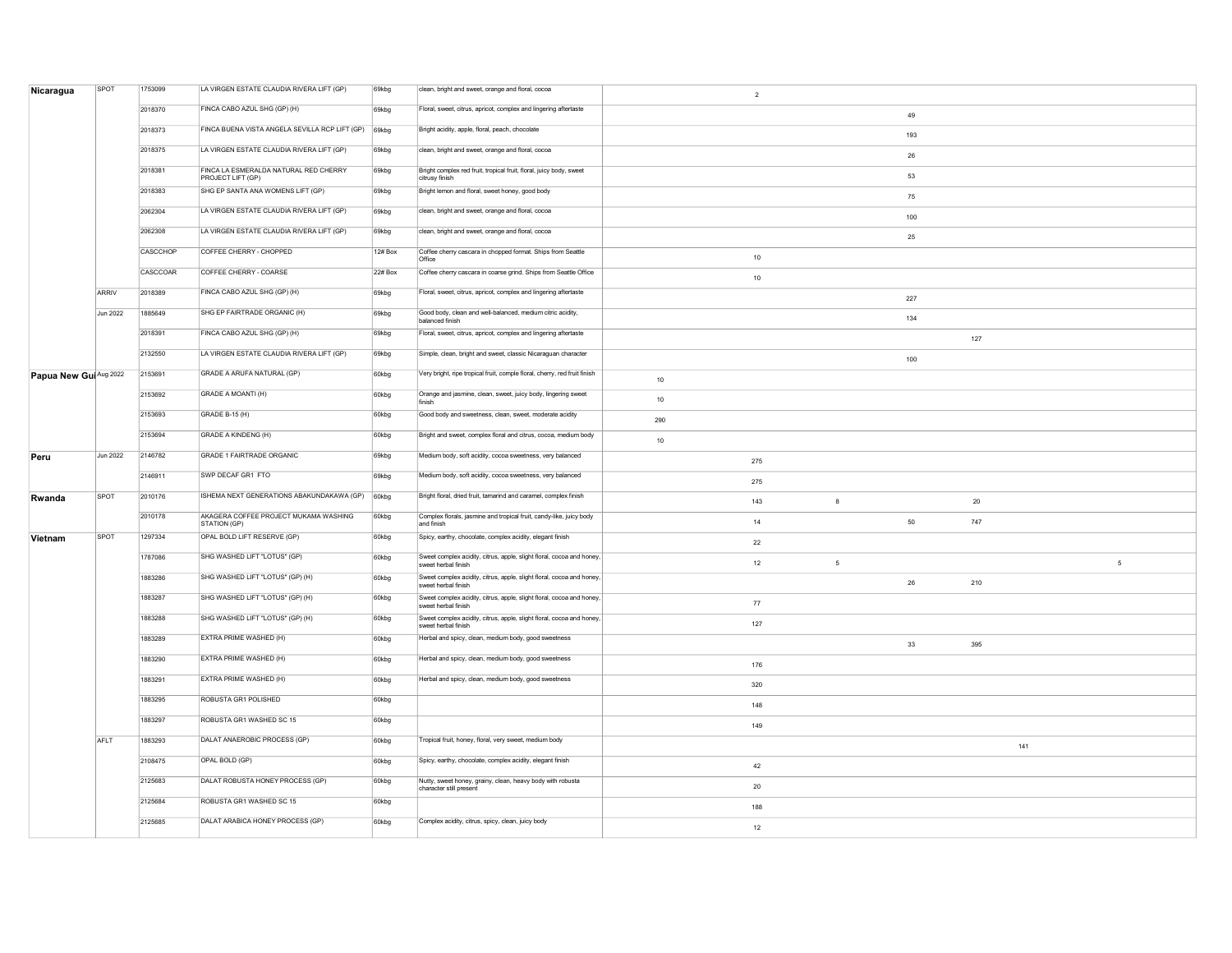| | | | | | | | | | | | | |
|---|---|---|---|---|---|---|---|---|---|---|---|---|
| **Nicaragua** | SPOT | 1753099 | LA VIRGEN ESTATE CLAUDIA RIVERA LIFT (GP) | 69kbg | clean, bright and sweet, orange and floral, cocoa | | 2 | | | | | |
| | | 2018370 | FINCA CABO AZUL SHG (GP) (H) | 69kbg | Floral, sweet, citrus, apricot, complex and lingering aftertaste | | | | 49 | | | |
| | | 2018373 | FINCA BUENA VISTA ANGELA SEVILLA RCP LIFT (GP) | 69kbg | Bright acidity, apple, floral, peach, chocolate | | | | 193 | | | |
| | | 2018375 | LA VIRGEN ESTATE CLAUDIA RIVERA LIFT (GP) | 69kbg | clean, bright and sweet, orange and floral, cocoa | | | | 26 | | | |
| | | 2018381 | FINCA LA ESMERALDA NATURAL RED CHERRY PROJECT LIFT (GP) | 69kbg | Bright complex red fruit, tropical fruit, floral, juicy body, sweet citrusy finish | | | | 53 | | | |
| | | 2018383 | SHG EP SANTA ANA WOMENS LIFT (GP) | 69kbg | Bright lemon and floral, sweet honey, good body | | | | 75 | | | |
| | | 2062304 | LA VIRGEN ESTATE CLAUDIA RIVERA LIFT (GP) | 69kbg | clean, bright and sweet, orange and floral, cocoa | | | | 100 | | | |
| | | 2062308 | LA VIRGEN ESTATE CLAUDIA RIVERA LIFT (GP) | 69kbg | clean, bright and sweet, orange and floral, cocoa | | | | 25 | | | |
| | | CASCCHOP | COFFEE CHERRY - CHOPPED | 12# Box | Coffee cherry cascara in chopped format. Ships from Seattle Office | | 10 | | | | | |
| | | CASCCOAR | COFFEE CHERRY - COARSE | 22# Box | Coffee cherry cascara in coarse grind. Ships from Seattle Office | | 10 | | | | | |
| | ARRIV | 2018389 | FINCA CABO AZUL SHG (GP) (H) | 69kbg | Floral, sweet, citrus, apricot, complex and lingering aftertaste | | | | 227 | | | |
| | Jun 2022 | 1885649 | SHG EP FAIRTRADE ORGANIC (H) | 69kbg | Good body, clean and well-balanced, medium citric acidity, balanced finish | | | | 134 | | | |
| | | 2018391 | FINCA CABO AZUL SHG (GP) (H) | 69kbg | Floral, sweet, citrus, apricot, complex and lingering aftertaste | | | | | 127 | | |
| | | 2132550 | LA VIRGEN ESTATE CLAUDIA RIVERA LIFT (GP) | 69kbg | Simple, clean, bright and sweet, classic Nicaraguan character | | | | 100 | | | |
| **Papua New Gui** | Aug 2022 | 2153691 | GRADE A ARUFA NATURAL (GP) | 60kbg | Very bright, ripe tropical fruit, comple floral, cherry, red fruit finish | 10 | | | | | | |
| | | 2153692 | GRADE A MOANTI (H) | 60kbg | Orange and jasmine, clean, sweet, juicy body, lingering sweet finish | 10 | | | | | | |
| | | 2153693 | GRADE B-15 (H) | 60kbg | Good body and sweetness, clean, sweet, moderate acidity | 290 | | | | | | |
| | | 2153694 | GRADE A KINDENG (H) | 60kbg | Bright and sweet, complex floral and citrus, cocoa, medium body | 10 | | | | | | |
| **Peru** | Jun 2022 | 2146782 | GRADE 1 FAIRTRADE ORGANIC | 69kbg | Medium body, soft acidity, cocoa sweetness, very balanced | | 275 | | | | | |
| | | 2146911 | SWP DECAF GR1 FTO | 69kbg | Medium body, soft acidity, cocoa sweetness, very balanced | | 275 | | | | | |
| **Rwanda** | SPOT | 2010176 | ISHEMA NEXT GENERATIONS ABAKUNDAKAWA (GP) | 60kbg | Bright floral, dried fruit, tamarind and caramel, complex finish | | 143 | 8 | | 20 | | |
| | | 2010178 | AKAGERA COFFEE PROJECT MUKAMA WASHING STATION (GP) | 60kbg | Complex florals, jasmine and tropical fruit, candy-like, juicy body and finish | | 14 | | 50 | 747 | | |
| **Vietnam** | SPOT | 1297334 | OPAL BOLD LIFT RESERVE (GP) | 60kbg | Spicy, earthy, chocolate, complex acidity, elegant finish | | 22 | | | | | |
| | | 1787086 | SHG WASHED LIFT "LOTUS" (GP) | 60kbg | Sweet complex acidity, citrus, apple, slight floral, cocoa and honey, sweet herbal finish | | 12 | 5 | | | | 5 |
| | | 1883286 | SHG WASHED LIFT "LOTUS" (GP) (H) | 60kbg | Sweet complex acidity, citrus, apple, slight floral, cocoa and honey, sweet herbal finish | | | | 26 | 210 | | |
| | | 1883287 | SHG WASHED LIFT "LOTUS" (GP) (H) | 60kbg | Sweet complex acidity, citrus, apple, slight floral, cocoa and honey, sweet herbal finish | | 77 | | | | | |
| | | 1883288 | SHG WASHED LIFT "LOTUS" (GP) (H) | 60kbg | Sweet complex acidity, citrus, apple, slight floral, cocoa and honey, sweet herbal finish | | 127 | | | | | |
| | | 1883289 | EXTRA PRIME WASHED (H) | 60kbg | Herbal and spicy, clean, medium body, good sweetness | | | | 33 | 395 | | |
| | | 1883290 | EXTRA PRIME WASHED (H) | 60kbg | Herbal and spicy, clean, medium body, good sweetness | | 176 | | | | | |
| | | 1883291 | EXTRA PRIME WASHED (H) | 60kbg | Herbal and spicy, clean, medium body, good sweetness | | 320 | | | | | |
| | | 1883295 | ROBUSTA GR1 POLISHED | 60kbg | | | 148 | | | | | |
| | | 1883297 | ROBUSTA GR1 WASHED SC 15 | 60kbg | | | 149 | | | | | |
| | AFLT | 1883293 | DALAT ANAEROBIC PROCESS (GP) | 60kbg | Tropical fruit, honey, floral, very sweet, medium body | | | | | | 141 | |
| | | 2108475 | OPAL BOLD (GP) | 60kbg | Spicy, earthy, chocolate, complex acidity, elegant finish | | 42 | | | | | |
| | | 2125683 | DALAT ROBUSTA HONEY PROCESS (GP) | 60kbg | Nutty, sweet honey, grainy, clean, heavy body with robusta character still present | | 20 | | | | | |
| | | 2125684 | ROBUSTA GR1 WASHED SC 15 | 60kbg | | | 188 | | | | | |
| | | 2125685 | DALAT ARABICA HONEY PROCESS (GP) | 60kbg | Complex acidity, citrus, spicy, clean, juicy body | | 12 | | | | | |